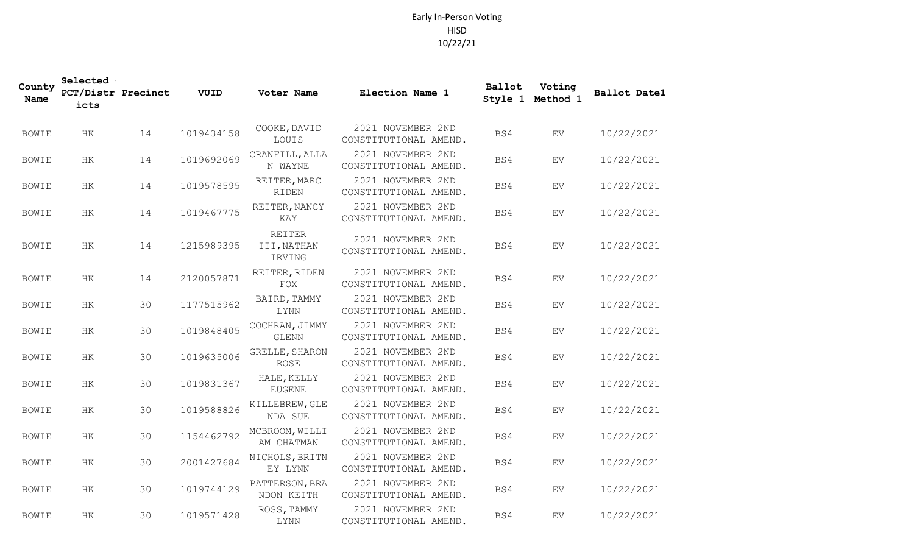# Early In-Person Voting
## HISD
## 10/22/21

| County Name | Selected PCT/Districts | Precinct | VUID | Voter Name | Election Name 1 | Ballot Style 1 | Voting Method 1 | Ballot Date1 |
|---|---|---|---|---|---|---|---|---|
| BOWIE | HK | 14 | 1019434158 | COOKE, DAVID LOUIS | 2021 NOVEMBER 2ND CONSTITUTIONAL AMEND. | BS4 | EV | 10/22/2021 |
| BOWIE | HK | 14 | 1019692069 | CRANFILL, ALLAN WAYNE | 2021 NOVEMBER 2ND CONSTITUTIONAL AMEND. | BS4 | EV | 10/22/2021 |
| BOWIE | HK | 14 | 1019578595 | REITER, MARC RIDEN | 2021 NOVEMBER 2ND CONSTITUTIONAL AMEND. | BS4 | EV | 10/22/2021 |
| BOWIE | HK | 14 | 1019467775 | REITER, NANCY KAY | 2021 NOVEMBER 2ND CONSTITUTIONAL AMEND. | BS4 | EV | 10/22/2021 |
| BOWIE | HK | 14 | 1215989395 | REITER III, NATHAN IRVING | 2021 NOVEMBER 2ND CONSTITUTIONAL AMEND. | BS4 | EV | 10/22/2021 |
| BOWIE | HK | 14 | 2120057871 | REITER, RIDEN FOX | 2021 NOVEMBER 2ND CONSTITUTIONAL AMEND. | BS4 | EV | 10/22/2021 |
| BOWIE | HK | 30 | 1177515962 | BAIRD, TAMMY LYNN | 2021 NOVEMBER 2ND CONSTITUTIONAL AMEND. | BS4 | EV | 10/22/2021 |
| BOWIE | HK | 30 | 1019848405 | COCHRAN, JIMMY GLENN | 2021 NOVEMBER 2ND CONSTITUTIONAL AMEND. | BS4 | EV | 10/22/2021 |
| BOWIE | HK | 30 | 1019635006 | GRELLE, SHARON ROSE | 2021 NOVEMBER 2ND CONSTITUTIONAL AMEND. | BS4 | EV | 10/22/2021 |
| BOWIE | HK | 30 | 1019831367 | HALE, KELLY EUGENE | 2021 NOVEMBER 2ND CONSTITUTIONAL AMEND. | BS4 | EV | 10/22/2021 |
| BOWIE | HK | 30 | 1019588826 | KILLEBREW, GLENDA SUE | 2021 NOVEMBER 2ND CONSTITUTIONAL AMEND. | BS4 | EV | 10/22/2021 |
| BOWIE | HK | 30 | 1154462792 | MCBROOM, WILLIAM CHATMAN | 2021 NOVEMBER 2ND CONSTITUTIONAL AMEND. | BS4 | EV | 10/22/2021 |
| BOWIE | HK | 30 | 2001427684 | NICHOLS, BRITNEY LYNN | 2021 NOVEMBER 2ND CONSTITUTIONAL AMEND. | BS4 | EV | 10/22/2021 |
| BOWIE | HK | 30 | 1019744129 | PATTERSON, BRANDON KEITH | 2021 NOVEMBER 2ND CONSTITUTIONAL AMEND. | BS4 | EV | 10/22/2021 |
| BOWIE | HK | 30 | 1019571428 | ROSS, TAMMY LYNN | 2021 NOVEMBER 2ND CONSTITUTIONAL AMEND. | BS4 | EV | 10/22/2021 |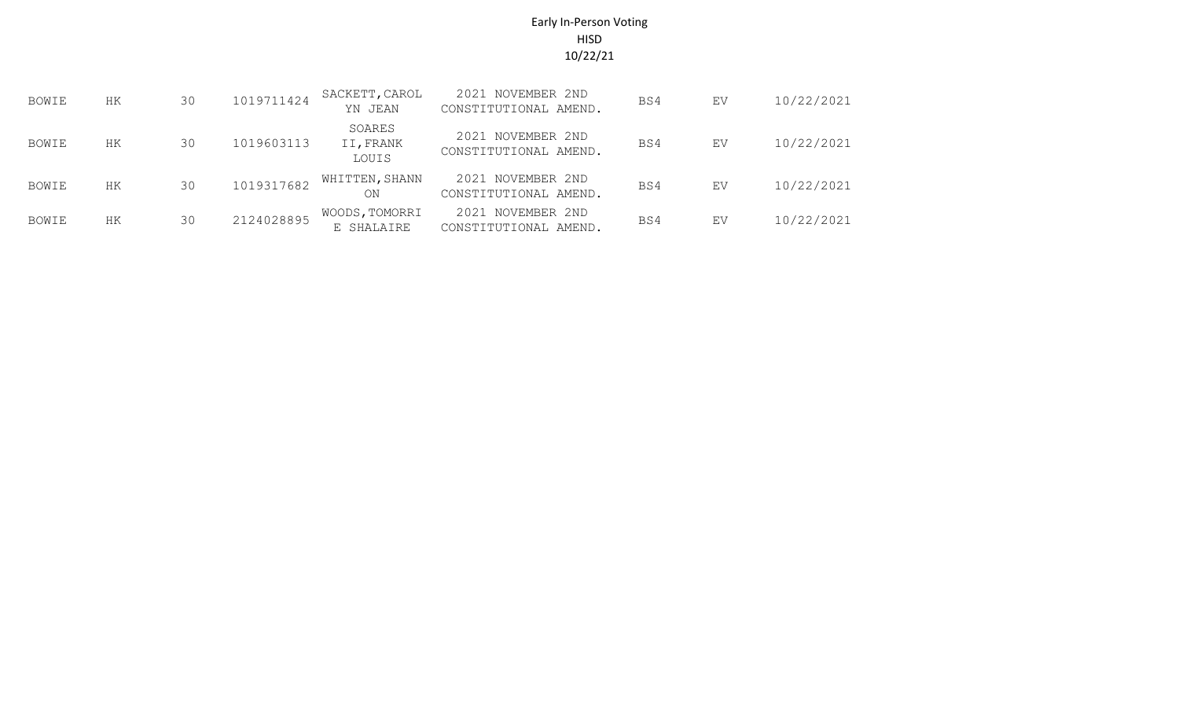Early In-Person Voting
HISD
10/22/21

| | | | | | | | | |
|---|---|---|---|---|---|---|---|---|
| BOWIE | HK | 30 | 1019711424 | SACKETT,CAROLYN JEAN | 2021 NOVEMBER 2ND CONSTITUTIONAL AMEND. | BS4 | EV | 10/22/2021 |
| BOWIE | HK | 30 | 1019603113 | SOARES II,FRANK LOUIS | 2021 NOVEMBER 2ND CONSTITUTIONAL AMEND. | BS4 | EV | 10/22/2021 |
| BOWIE | HK | 30 | 1019317682 | WHITTEN,SHANNON | 2021 NOVEMBER 2ND CONSTITUTIONAL AMEND. | BS4 | EV | 10/22/2021 |
| BOWIE | HK | 30 | 2124028895 | WOODS,TOMORRIE SHALAIRE | 2021 NOVEMBER 2ND CONSTITUTIONAL AMEND. | BS4 | EV | 10/22/2021 |